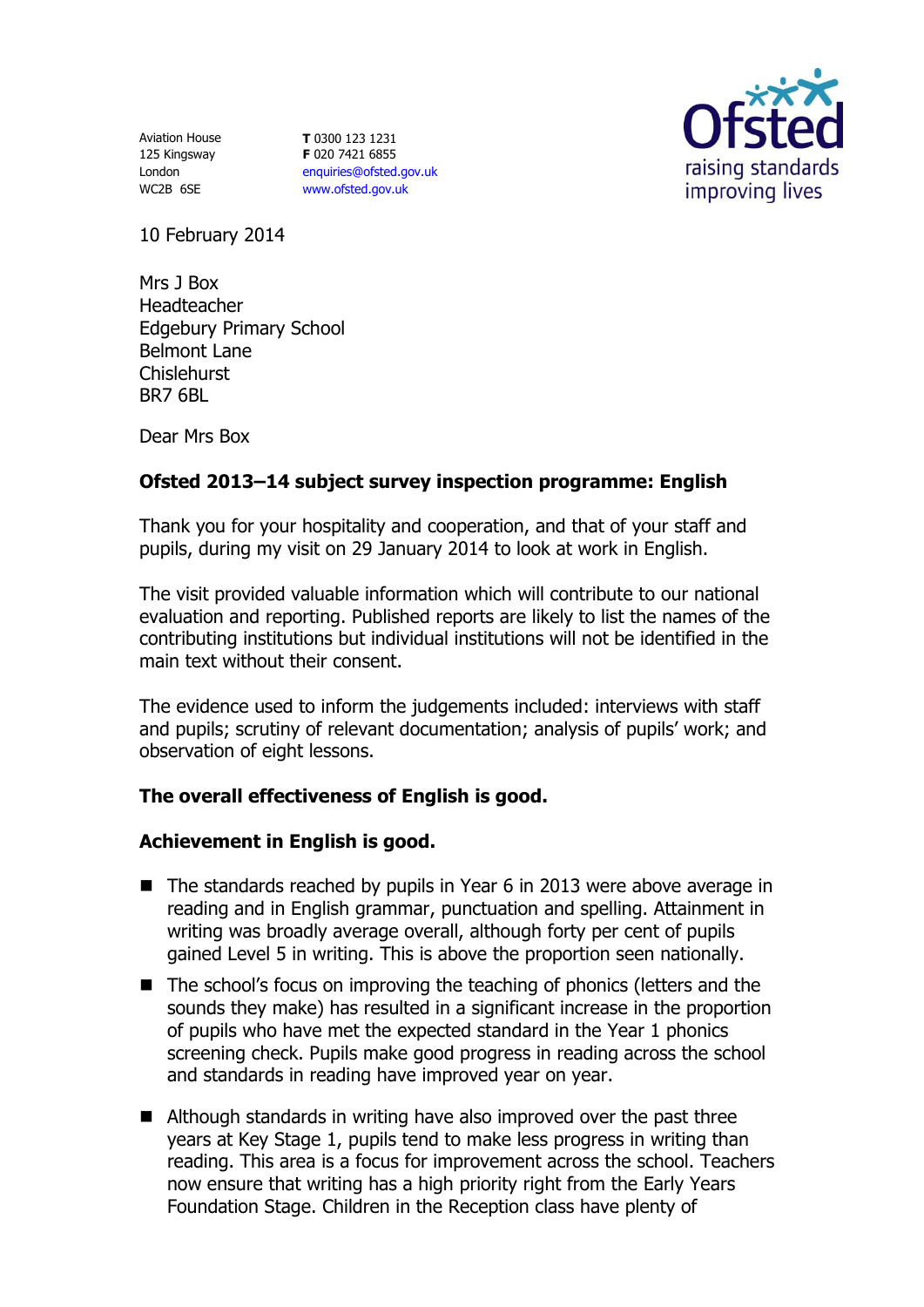Aviation House
125 Kingsway
London
WC2B 6SE

**T** 0300 123 1231
**F** 020 7421 6855
enquiries@ofsted.gov.uk
www.ofsted.gov.uk

10 February 2014

Mrs J Box
Headteacher
Edgebury Primary School
Belmont Lane
Chislehurst
BR7 6BL

Dear Mrs Box

**Ofsted 2013–14 subject survey inspection programme: English**

Thank you for your hospitality and cooperation, and that of your staff and pupils, during my visit on 29 January 2014 to look at work in English.

The visit provided valuable information which will contribute to our national evaluation and reporting. Published reports are likely to list the names of the contributing institutions but individual institutions will not be identified in the main text without their consent.

The evidence used to inform the judgements included: interviews with staff and pupils; scrutiny of relevant documentation; analysis of pupils' work; and observation of eight lessons.

**The overall effectiveness of English is good.**

**Achievement in English is good.**

- The standards reached by pupils in Year 6 in 2013 were above average in reading and in English grammar, punctuation and spelling. Attainment in writing was broadly average overall, although forty per cent of pupils gained Level 5 in writing. This is above the proportion seen nationally.
- The school's focus on improving the teaching of phonics (letters and the sounds they make) has resulted in a significant increase in the proportion of pupils who have met the expected standard in the Year 1 phonics screening check. Pupils make good progress in reading across the school and standards in reading have improved year on year.
- Although standards in writing have also improved over the past three years at Key Stage 1, pupils tend to make less progress in writing than reading. This area is a focus for improvement across the school. Teachers now ensure that writing has a high priority right from the Early Years Foundation Stage. Children in the Reception class have plenty of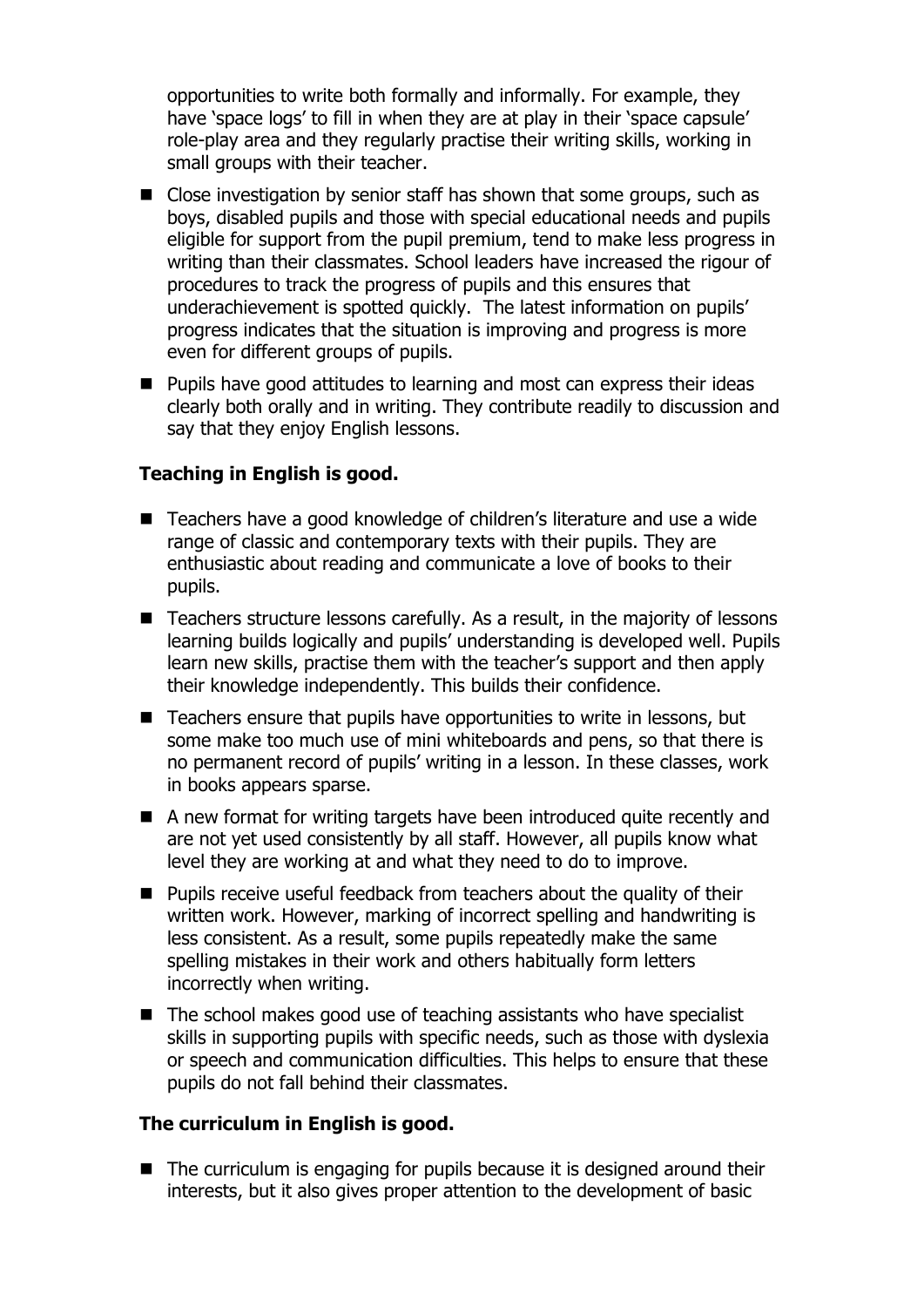opportunities to write both formally and informally. For example, they have 'space logs' to fill in when they are at play in their 'space capsule' role-play area and they regularly practise their writing skills, working in small groups with their teacher.

- Close investigation by senior staff has shown that some groups, such as boys, disabled pupils and those with special educational needs and pupils eligible for support from the pupil premium, tend to make less progress in writing than their classmates. School leaders have increased the rigour of procedures to track the progress of pupils and this ensures that underachievement is spotted quickly. The latest information on pupils' progress indicates that the situation is improving and progress is more even for different groups of pupils.
- Pupils have good attitudes to learning and most can express their ideas clearly both orally and in writing. They contribute readily to discussion and say that they enjoy English lessons.

**Teaching in English is good.**

- Teachers have a good knowledge of children's literature and use a wide range of classic and contemporary texts with their pupils. They are enthusiastic about reading and communicate a love of books to their pupils.
- Teachers structure lessons carefully. As a result, in the majority of lessons learning builds logically and pupils' understanding is developed well. Pupils learn new skills, practise them with the teacher's support and then apply their knowledge independently. This builds their confidence.
- Teachers ensure that pupils have opportunities to write in lessons, but some make too much use of mini whiteboards and pens, so that there is no permanent record of pupils' writing in a lesson. In these classes, work in books appears sparse.
- A new format for writing targets have been introduced quite recently and are not yet used consistently by all staff. However, all pupils know what level they are working at and what they need to do to improve.
- Pupils receive useful feedback from teachers about the quality of their written work. However, marking of incorrect spelling and handwriting is less consistent. As a result, some pupils repeatedly make the same spelling mistakes in their work and others habitually form letters incorrectly when writing.
- The school makes good use of teaching assistants who have specialist skills in supporting pupils with specific needs, such as those with dyslexia or speech and communication difficulties. This helps to ensure that these pupils do not fall behind their classmates.

**The curriculum in English is good.**

- The curriculum is engaging for pupils because it is designed around their interests, but it also gives proper attention to the development of basic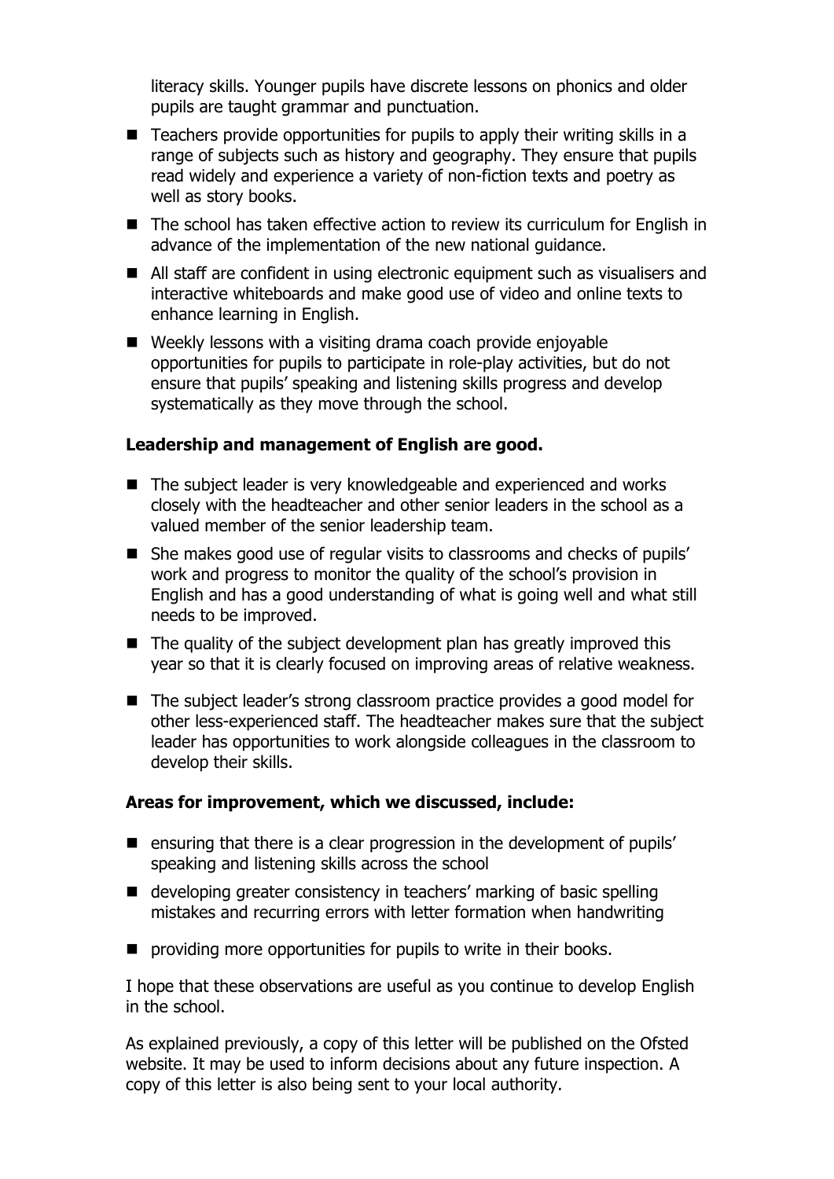literacy skills. Younger pupils have discrete lessons on phonics and older pupils are taught grammar and punctuation.

- Teachers provide opportunities for pupils to apply their writing skills in a range of subjects such as history and geography. They ensure that pupils read widely and experience a variety of non-fiction texts and poetry as well as story books.
- The school has taken effective action to review its curriculum for English in advance of the implementation of the new national guidance.
- All staff are confident in using electronic equipment such as visualisers and interactive whiteboards and make good use of video and online texts to enhance learning in English.
- Weekly lessons with a visiting drama coach provide enjoyable opportunities for pupils to participate in role-play activities, but do not ensure that pupils' speaking and listening skills progress and develop systematically as they move through the school.

**Leadership and management of English are good.**

- The subject leader is very knowledgeable and experienced and works closely with the headteacher and other senior leaders in the school as a valued member of the senior leadership team.
- She makes good use of regular visits to classrooms and checks of pupils' work and progress to monitor the quality of the school's provision in English and has a good understanding of what is going well and what still needs to be improved.
- The quality of the subject development plan has greatly improved this year so that it is clearly focused on improving areas of relative weakness.
- The subject leader's strong classroom practice provides a good model for other less-experienced staff. The headteacher makes sure that the subject leader has opportunities to work alongside colleagues in the classroom to develop their skills.

**Areas for improvement, which we discussed, include:**

- ensuring that there is a clear progression in the development of pupils' speaking and listening skills across the school
- developing greater consistency in teachers' marking of basic spelling mistakes and recurring errors with letter formation when handwriting
- providing more opportunities for pupils to write in their books.

I hope that these observations are useful as you continue to develop English in the school.

As explained previously, a copy of this letter will be published on the Ofsted website. It may be used to inform decisions about any future inspection. A copy of this letter is also being sent to your local authority.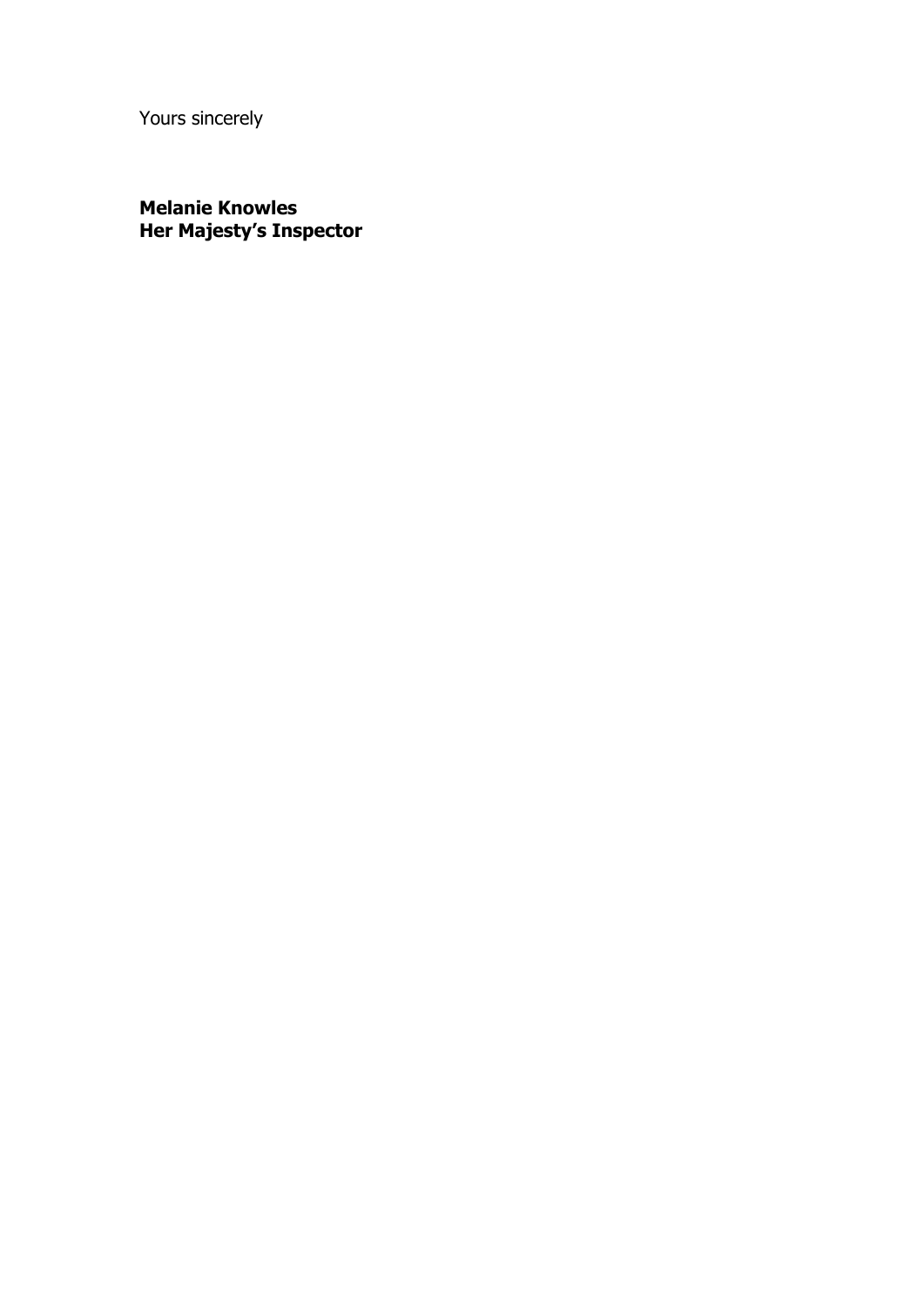Yours sincerely

**Melanie Knowles**
**Her Majesty's Inspector**